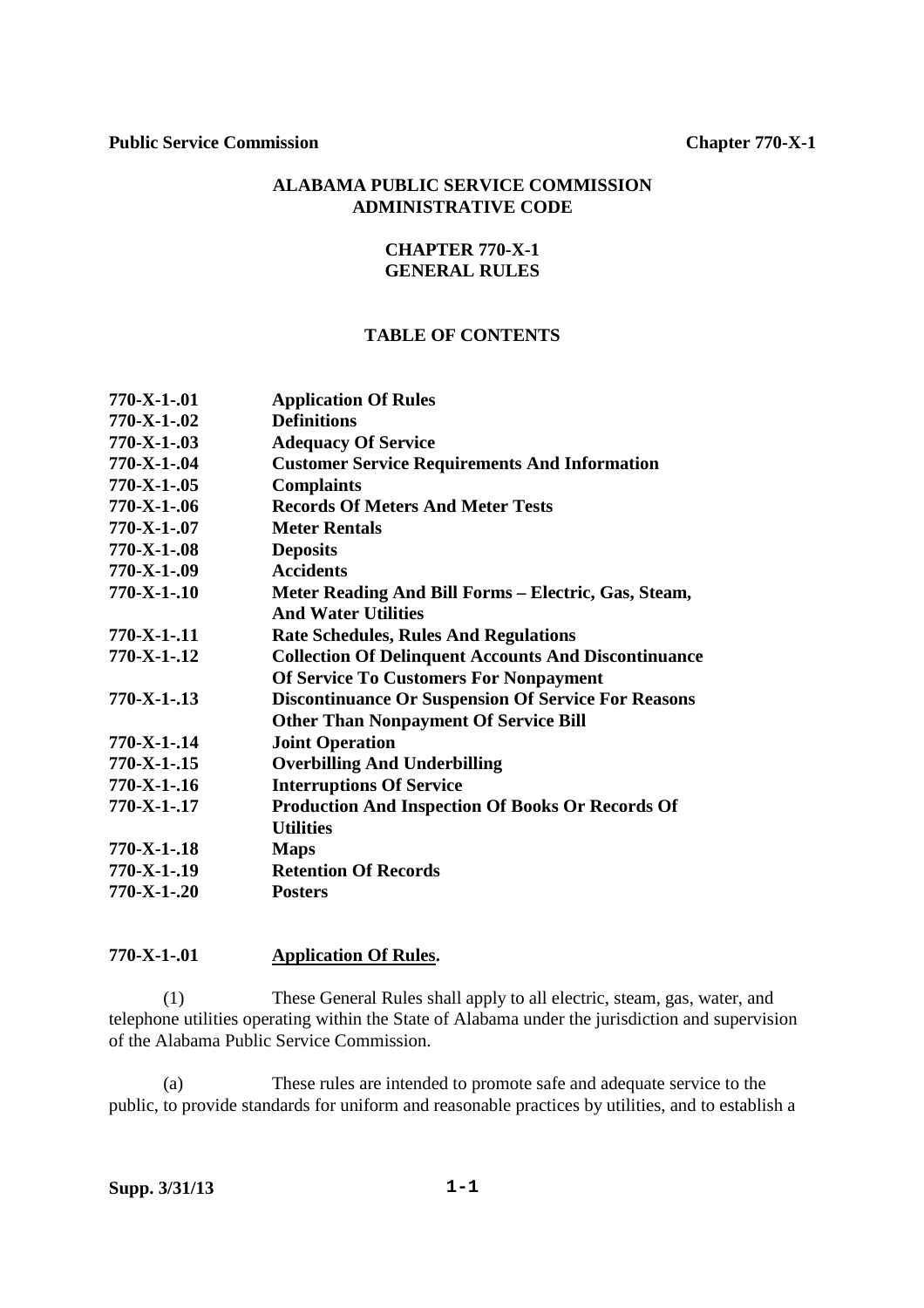# ALABAMA PUBLIC SERVICE COMMISSION ADMINISTRATIVE CODE

## CHAPTER 770-X-1 GENERAL RULES

### TABLE OF CONTENTS

| | |
|---|---|
| 770-X-1-.01 | Application Of Rules |
| 770-X-1-.02 | Definitions |
| 770-X-1-.03 | Adequacy Of Service |
| 770-X-1-.04 | Customer Service Requirements And Information |
| 770-X-1-.05 | Complaints |
| 770-X-1-.06 | Records Of Meters And Meter Tests |
| 770-X-1-.07 | Meter Rentals |
| 770-X-1-.08 | Deposits |
| 770-X-1-.09 | Accidents |
| 770-X-1-.10 | Meter Reading And Bill Forms – Electric, Gas, Steam, And Water Utilities |
| 770-X-1-.11 | Rate Schedules, Rules And Regulations |
| 770-X-1-.12 | Collection Of Delinquent Accounts And Discontinuance Of Service To Customers For Nonpayment |
| 770-X-1-.13 | Discontinuance Or Suspension Of Service For Reasons Other Than Nonpayment Of Service Bill |
| 770-X-1-.14 | Joint Operation |
| 770-X-1-.15 | Overbilling And Underbilling |
| 770-X-1-.16 | Interruptions Of Service |
| 770-X-1-.17 | Production And Inspection Of Books Or Records Of Utilities |
| 770-X-1-.18 | Maps |
| 770-X-1-.19 | Retention Of Records |
| 770-X-1-.20 | Posters |

**770-X-1-.01 Application Of Rules.**

(1) These General Rules shall apply to all electric, steam, gas, water, and telephone utilities operating within the State of Alabama under the jurisdiction and supervision of the Alabama Public Service Commission.

(a) These rules are intended to promote safe and adequate service to the public, to provide standards for uniform and reasonable practices by utilities, and to establish a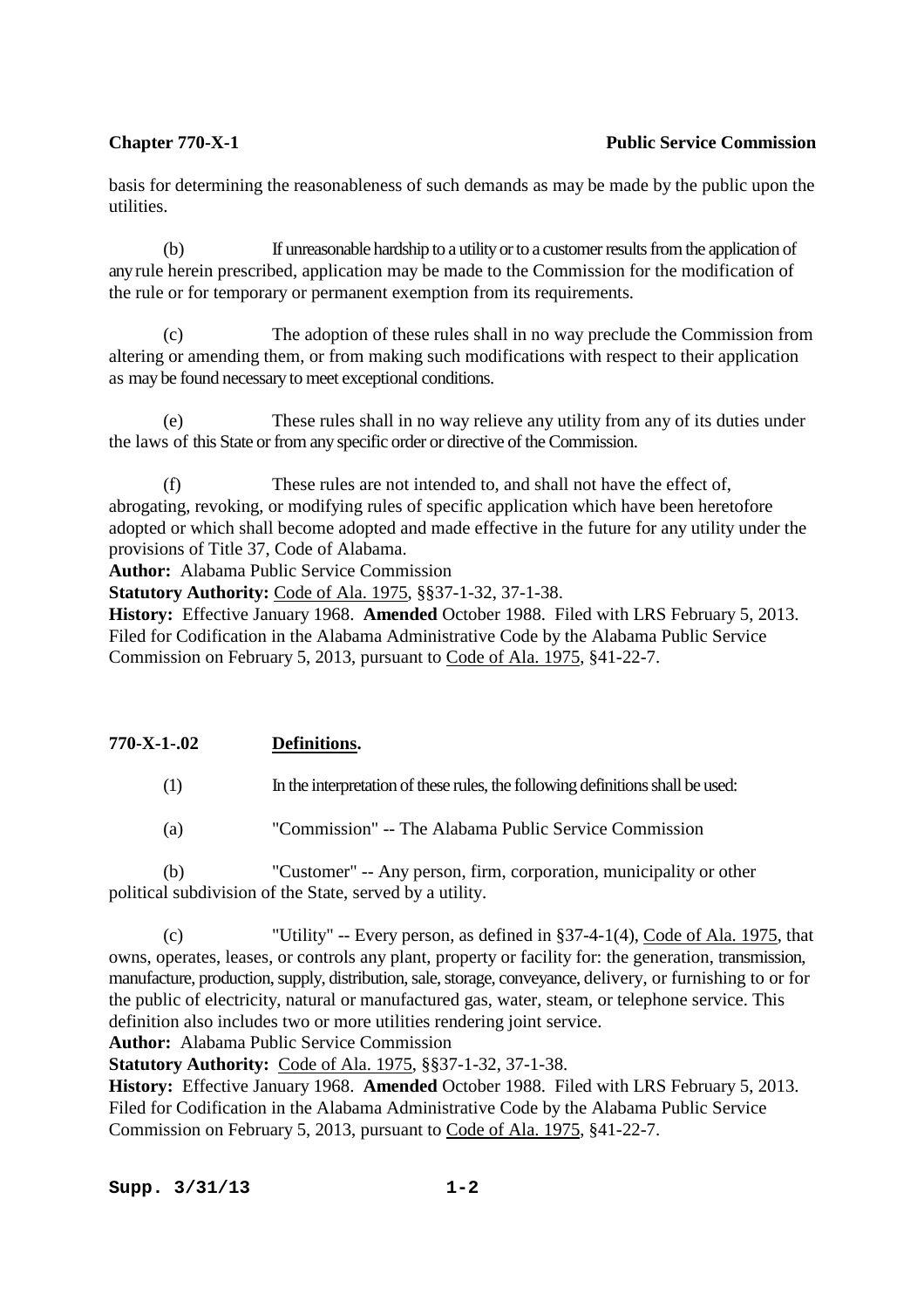basis for determining the reasonableness of such demands as may be made by the public upon the utilities.

(b) If unreasonable hardship to a utility or to a customer results from the application of any rule herein prescribed, application may be made to the Commission for the modification of the rule or for temporary or permanent exemption from its requirements.

(c) The adoption of these rules shall in no way preclude the Commission from altering or amending them, or from making such modifications with respect to their application as may be found necessary to meet exceptional conditions.

(e) These rules shall in no way relieve any utility from any of its duties under the laws of this State or from any specific order or directive of the Commission.

(f) These rules are not intended to, and shall not have the effect of, abrogating, revoking, or modifying rules of specific application which have been heretofore adopted or which shall become adopted and made effective in the future for any utility under the provisions of Title 37, Code of Alabama.

**Author:** Alabama Public Service Commission

**Statutory Authority:** Code of Ala. 1975, §§37-1-32, 37-1-38.

**History:** Effective January 1968. **Amended** October 1988. Filed with LRS February 5, 2013. Filed for Codification in the Alabama Administrative Code by the Alabama Public Service Commission on February 5, 2013, pursuant to Code of Ala. 1975, §41-22-7.

## 770-X-1-.02 Definitions.

(1) In the interpretation of these rules, the following definitions shall be used:

(a) "Commission" -- The Alabama Public Service Commission

(b) "Customer" -- Any person, firm, corporation, municipality or other political subdivision of the State, served by a utility.

(c) "Utility" -- Every person, as defined in §37-4-1(4), Code of Ala. 1975, that owns, operates, leases, or controls any plant, property or facility for: the generation, transmission, manufacture, production, supply, distribution, sale, storage, conveyance, delivery, or furnishing to or for the public of electricity, natural or manufactured gas, water, steam, or telephone service. This definition also includes two or more utilities rendering joint service.

**Author:** Alabama Public Service Commission

**Statutory Authority:** Code of Ala. 1975, §§37-1-32, 37-1-38.

**History:** Effective January 1968. **Amended** October 1988. Filed with LRS February 5, 2013. Filed for Codification in the Alabama Administrative Code by the Alabama Public Service Commission on February 5, 2013, pursuant to Code of Ala. 1975, §41-22-7.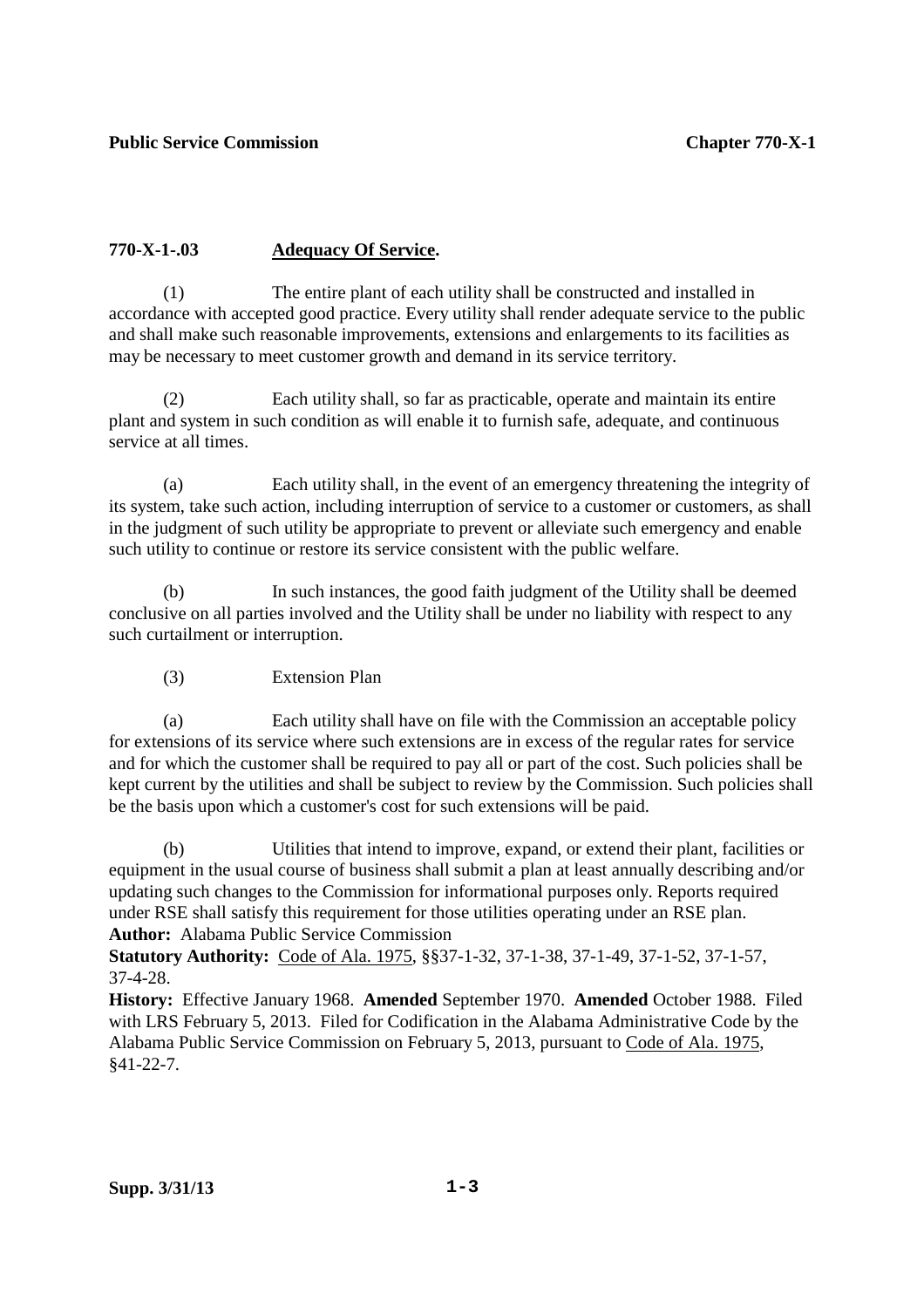**770-X-1-.03 Adequacy Of Service.**

(1) The entire plant of each utility shall be constructed and installed in accordance with accepted good practice. Every utility shall render adequate service to the public and shall make such reasonable improvements, extensions and enlargements to its facilities as may be necessary to meet customer growth and demand in its service territory.

(2) Each utility shall, so far as practicable, operate and maintain its entire plant and system in such condition as will enable it to furnish safe, adequate, and continuous service at all times.

(a) Each utility shall, in the event of an emergency threatening the integrity of its system, take such action, including interruption of service to a customer or customers, as shall in the judgment of such utility be appropriate to prevent or alleviate such emergency and enable such utility to continue or restore its service consistent with the public welfare.

(b) In such instances, the good faith judgment of the Utility shall be deemed conclusive on all parties involved and the Utility shall be under no liability with respect to any such curtailment or interruption.

(3) Extension Plan

(a) Each utility shall have on file with the Commission an acceptable policy for extensions of its service where such extensions are in excess of the regular rates for service and for which the customer shall be required to pay all or part of the cost. Such policies shall be kept current by the utilities and shall be subject to review by the Commission. Such policies shall be the basis upon which a customer's cost for such extensions will be paid.

(b) Utilities that intend to improve, expand, or extend their plant, facilities or equipment in the usual course of business shall submit a plan at least annually describing and/or updating such changes to the Commission for informational purposes only. Reports required under RSE shall satisfy this requirement for those utilities operating under an RSE plan.

**Author:** Alabama Public Service Commission

**Statutory Authority:** Code of Ala. 1975, §§37-1-32, 37-1-38, 37-1-49, 37-1-52, 37-1-57, 37-4-28.

**History:** Effective January 1968. **Amended** September 1970. **Amended** October 1988. Filed with LRS February 5, 2013. Filed for Codification in the Alabama Administrative Code by the Alabama Public Service Commission on February 5, 2013, pursuant to Code of Ala. 1975, §41-22-7.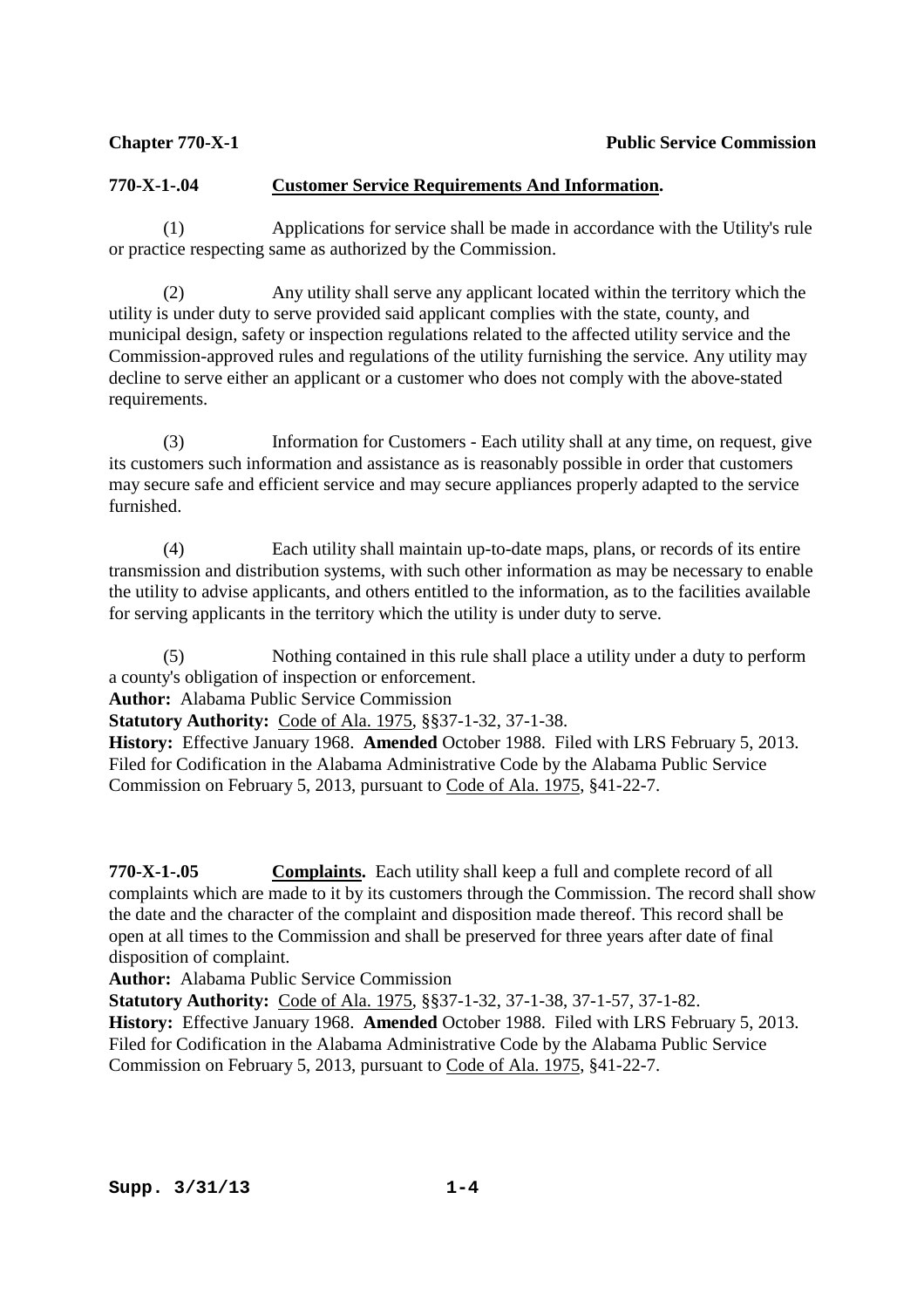**770-X-1-.04 Customer Service Requirements And Information.**

(1) Applications for service shall be made in accordance with the Utility's rule or practice respecting same as authorized by the Commission.

(2) Any utility shall serve any applicant located within the territory which the utility is under duty to serve provided said applicant complies with the state, county, and municipal design, safety or inspection regulations related to the affected utility service and the Commission-approved rules and regulations of the utility furnishing the service. Any utility may decline to serve either an applicant or a customer who does not comply with the above-stated requirements.

(3) Information for Customers - Each utility shall at any time, on request, give its customers such information and assistance as is reasonably possible in order that customers may secure safe and efficient service and may secure appliances properly adapted to the service furnished.

(4) Each utility shall maintain up-to-date maps, plans, or records of its entire transmission and distribution systems, with such other information as may be necessary to enable the utility to advise applicants, and others entitled to the information, as to the facilities available for serving applicants in the territory which the utility is under duty to serve.

(5) Nothing contained in this rule shall place a utility under a duty to perform a county's obligation of inspection or enforcement.

**Author:** Alabama Public Service Commission
**Statutory Authority:** Code of Ala. 1975, §§37-1-32, 37-1-38.
**History:** Effective January 1968. **Amended** October 1988. Filed with LRS February 5, 2013. Filed for Codification in the Alabama Administrative Code by the Alabama Public Service Commission on February 5, 2013, pursuant to Code of Ala. 1975, §41-22-7.

**770-X-1-.05 Complaints.** Each utility shall keep a full and complete record of all complaints which are made to it by its customers through the Commission. The record shall show the date and the character of the complaint and disposition made thereof. This record shall be open at all times to the Commission and shall be preserved for three years after date of final disposition of complaint.

**Author:** Alabama Public Service Commission
**Statutory Authority:** Code of Ala. 1975, §§37-1-32, 37-1-38, 37-1-57, 37-1-82.
**History:** Effective January 1968. **Amended** October 1988. Filed with LRS February 5, 2013. Filed for Codification in the Alabama Administrative Code by the Alabama Public Service Commission on February 5, 2013, pursuant to Code of Ala. 1975, §41-22-7.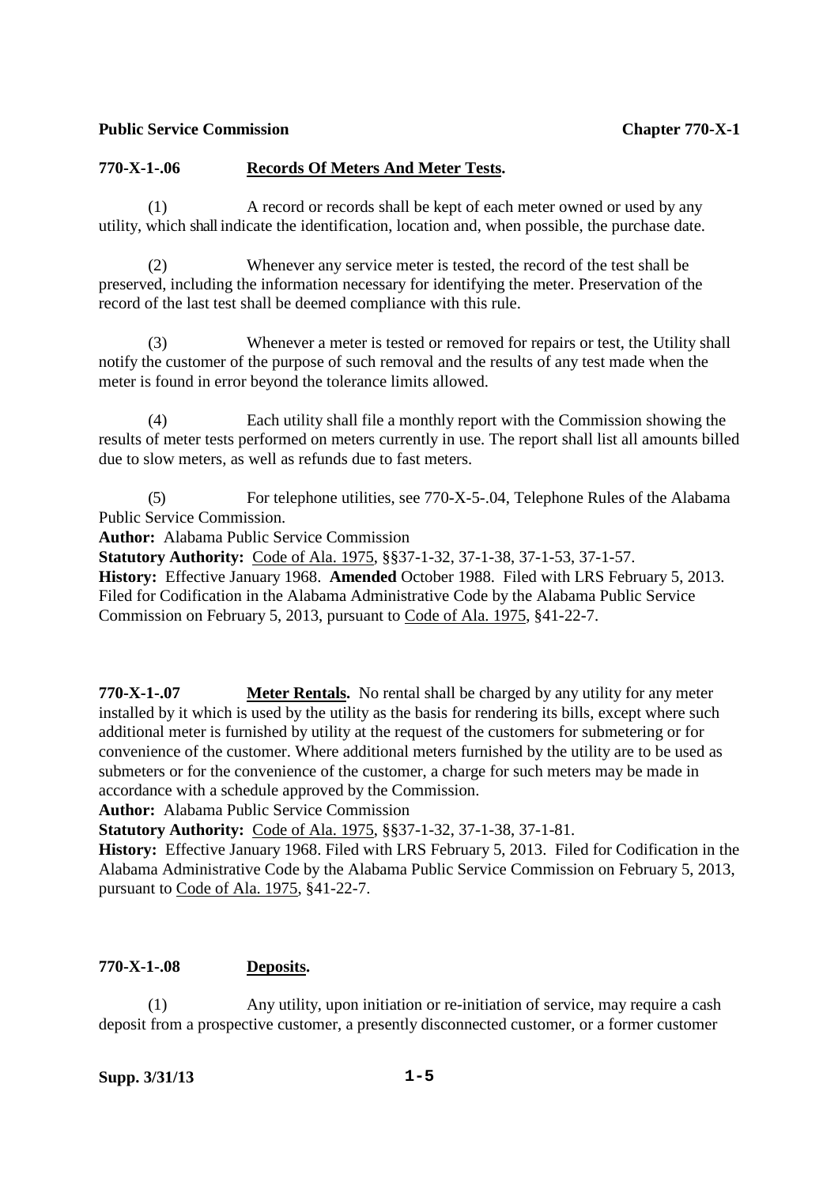**770-X-1-.06 Records Of Meters And Meter Tests.**

(1) A record or records shall be kept of each meter owned or used by any utility, which shall indicate the identification, location and, when possible, the purchase date.

(2) Whenever any service meter is tested, the record of the test shall be preserved, including the information necessary for identifying the meter. Preservation of the record of the last test shall be deemed compliance with this rule.

(3) Whenever a meter is tested or removed for repairs or test, the Utility shall notify the customer of the purpose of such removal and the results of any test made when the meter is found in error beyond the tolerance limits allowed.

(4) Each utility shall file a monthly report with the Commission showing the results of meter tests performed on meters currently in use. The report shall list all amounts billed due to slow meters, as well as refunds due to fast meters.

(5) For telephone utilities, see 770-X-5-.04, Telephone Rules of the Alabama Public Service Commission.

**Author:** Alabama Public Service Commission
**Statutory Authority:** Code of Ala. 1975, §§37-1-32, 37-1-38, 37-1-53, 37-1-57.
**History:** Effective January 1968. **Amended** October 1988. Filed with LRS February 5, 2013. Filed for Codification in the Alabama Administrative Code by the Alabama Public Service Commission on February 5, 2013, pursuant to Code of Ala. 1975, §41-22-7.

**770-X-1-.07 Meter Rentals.** No rental shall be charged by any utility for any meter installed by it which is used by the utility as the basis for rendering its bills, except where such additional meter is furnished by utility at the request of the customers for submetering or for convenience of the customer. Where additional meters furnished by the utility are to be used as submeters or for the convenience of the customer, a charge for such meters may be made in accordance with a schedule approved by the Commission.
**Author:** Alabama Public Service Commission
**Statutory Authority:** Code of Ala. 1975, §§37-1-32, 37-1-38, 37-1-81.
**History:** Effective January 1968. Filed with LRS February 5, 2013. Filed for Codification in the Alabama Administrative Code by the Alabama Public Service Commission on February 5, 2013, pursuant to Code of Ala. 1975, §41-22-7.

**770-X-1-.08 Deposits.**

(1) Any utility, upon initiation or re-initiation of service, may require a cash deposit from a prospective customer, a presently disconnected customer, or a former customer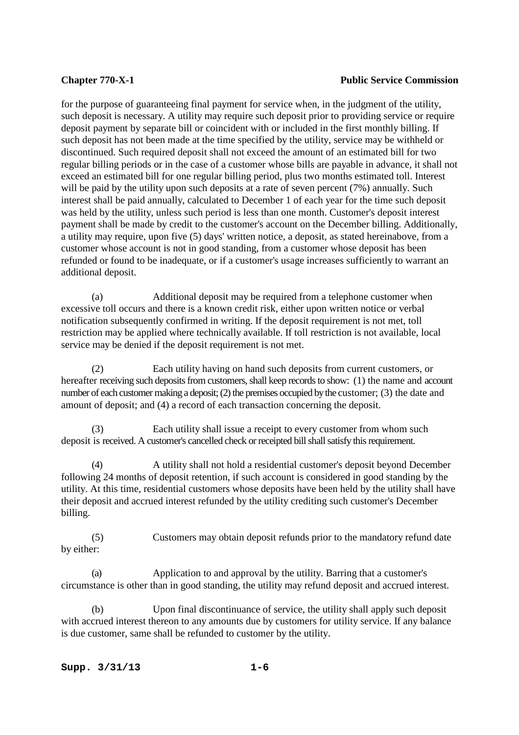for the purpose of guaranteeing final payment for service when, in the judgment of the utility, such deposit is necessary. A utility may require such deposit prior to providing service or require deposit payment by separate bill or coincident with or included in the first monthly billing. If such deposit has not been made at the time specified by the utility, service may be withheld or discontinued. Such required deposit shall not exceed the amount of an estimated bill for two regular billing periods or in the case of a customer whose bills are payable in advance, it shall not exceed an estimated bill for one regular billing period, plus two months estimated toll. Interest will be paid by the utility upon such deposits at a rate of seven percent (7%) annually. Such interest shall be paid annually, calculated to December 1 of each year for the time such deposit was held by the utility, unless such period is less than one month. Customer's deposit interest payment shall be made by credit to the customer's account on the December billing. Additionally, a utility may require, upon five (5) days' written notice, a deposit, as stated hereinabove, from a customer whose account is not in good standing, from a customer whose deposit has been refunded or found to be inadequate, or if a customer's usage increases sufficiently to warrant an additional deposit.

(a) Additional deposit may be required from a telephone customer when excessive toll occurs and there is a known credit risk, either upon written notice or verbal notification subsequently confirmed in writing. If the deposit requirement is not met, toll restriction may be applied where technically available. If toll restriction is not available, local service may be denied if the deposit requirement is not met.

(2) Each utility having on hand such deposits from current customers, or hereafter receiving such deposits from customers, shall keep records to show: (1) the name and account number of each customer making a deposit; (2) the premises occupied by the customer; (3) the date and amount of deposit; and (4) a record of each transaction concerning the deposit.

(3) Each utility shall issue a receipt to every customer from whom such deposit is received. A customer's cancelled check or receipted bill shall satisfy this requirement.

(4) A utility shall not hold a residential customer's deposit beyond December following 24 months of deposit retention, if such account is considered in good standing by the utility. At this time, residential customers whose deposits have been held by the utility shall have their deposit and accrued interest refunded by the utility crediting such customer's December billing.

(5) Customers may obtain deposit refunds prior to the mandatory refund date by either:

(a) Application to and approval by the utility. Barring that a customer's circumstance is other than in good standing, the utility may refund deposit and accrued interest.

(b) Upon final discontinuance of service, the utility shall apply such deposit with accrued interest thereon to any amounts due by customers for utility service. If any balance is due customer, same shall be refunded to customer by the utility.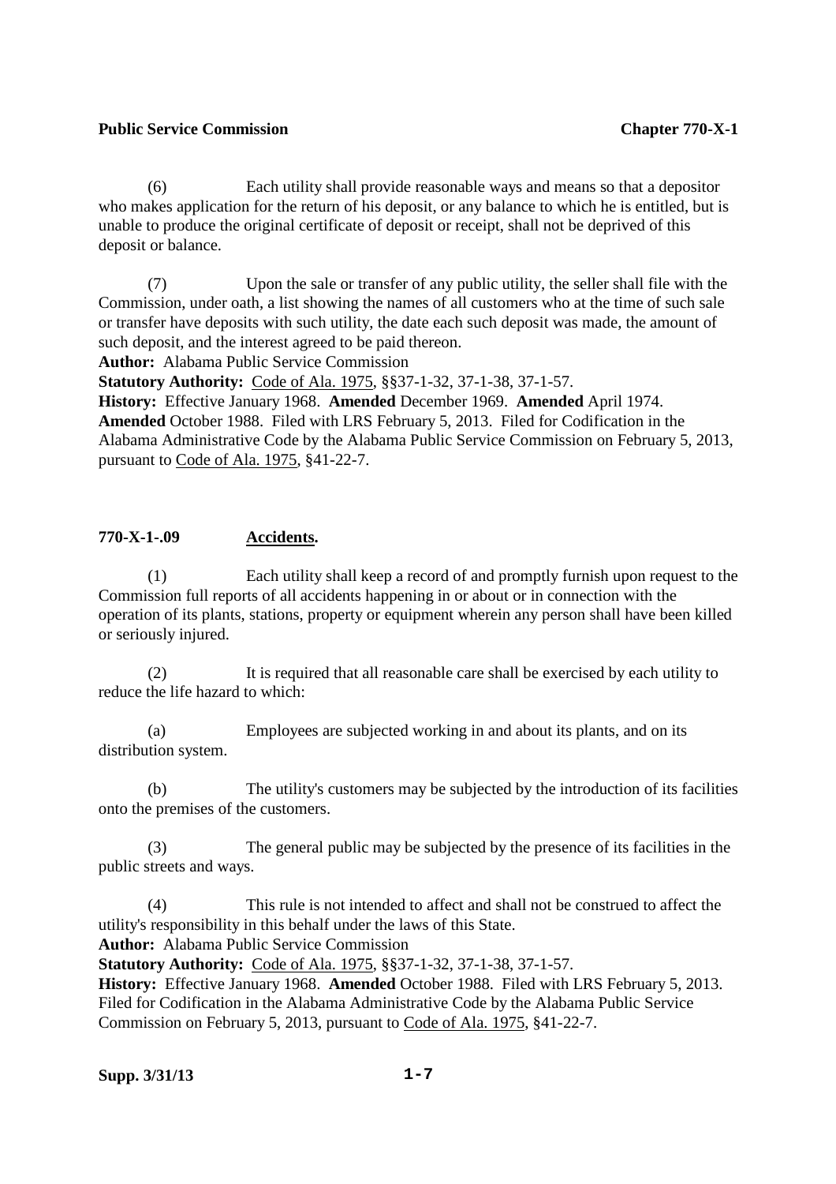(6) Each utility shall provide reasonable ways and means so that a depositor who makes application for the return of his deposit, or any balance to which he is entitled, but is unable to produce the original certificate of deposit or receipt, shall not be deprived of this deposit or balance.

(7) Upon the sale or transfer of any public utility, the seller shall file with the Commission, under oath, a list showing the names of all customers who at the time of such sale or transfer have deposits with such utility, the date each such deposit was made, the amount of such deposit, and the interest agreed to be paid thereon.

**Author:** Alabama Public Service Commission
**Statutory Authority:** Code of Ala. 1975, §§37-1-32, 37-1-38, 37-1-57.
**History:** Effective January 1968. **Amended** December 1969. **Amended** April 1974. **Amended** October 1988. Filed with LRS February 5, 2013. Filed for Codification in the Alabama Administrative Code by the Alabama Public Service Commission on February 5, 2013, pursuant to Code of Ala. 1975, §41-22-7.

### 770-X-1-.09 Accidents.

(1) Each utility shall keep a record of and promptly furnish upon request to the Commission full reports of all accidents happening in or about or in connection with the operation of its plants, stations, property or equipment wherein any person shall have been killed or seriously injured.

(2) It is required that all reasonable care shall be exercised by each utility to reduce the life hazard to which:

(a) Employees are subjected working in and about its plants, and on its distribution system.

(b) The utility's customers may be subjected by the introduction of its facilities onto the premises of the customers.

(3) The general public may be subjected by the presence of its facilities in the public streets and ways.

(4) This rule is not intended to affect and shall not be construed to affect the utility's responsibility in this behalf under the laws of this State.

**Author:** Alabama Public Service Commission
**Statutory Authority:** Code of Ala. 1975, §§37-1-32, 37-1-38, 37-1-57.
**History:** Effective January 1968. **Amended** October 1988. Filed with LRS February 5, 2013. Filed for Codification in the Alabama Administrative Code by the Alabama Public Service Commission on February 5, 2013, pursuant to Code of Ala. 1975, §41-22-7.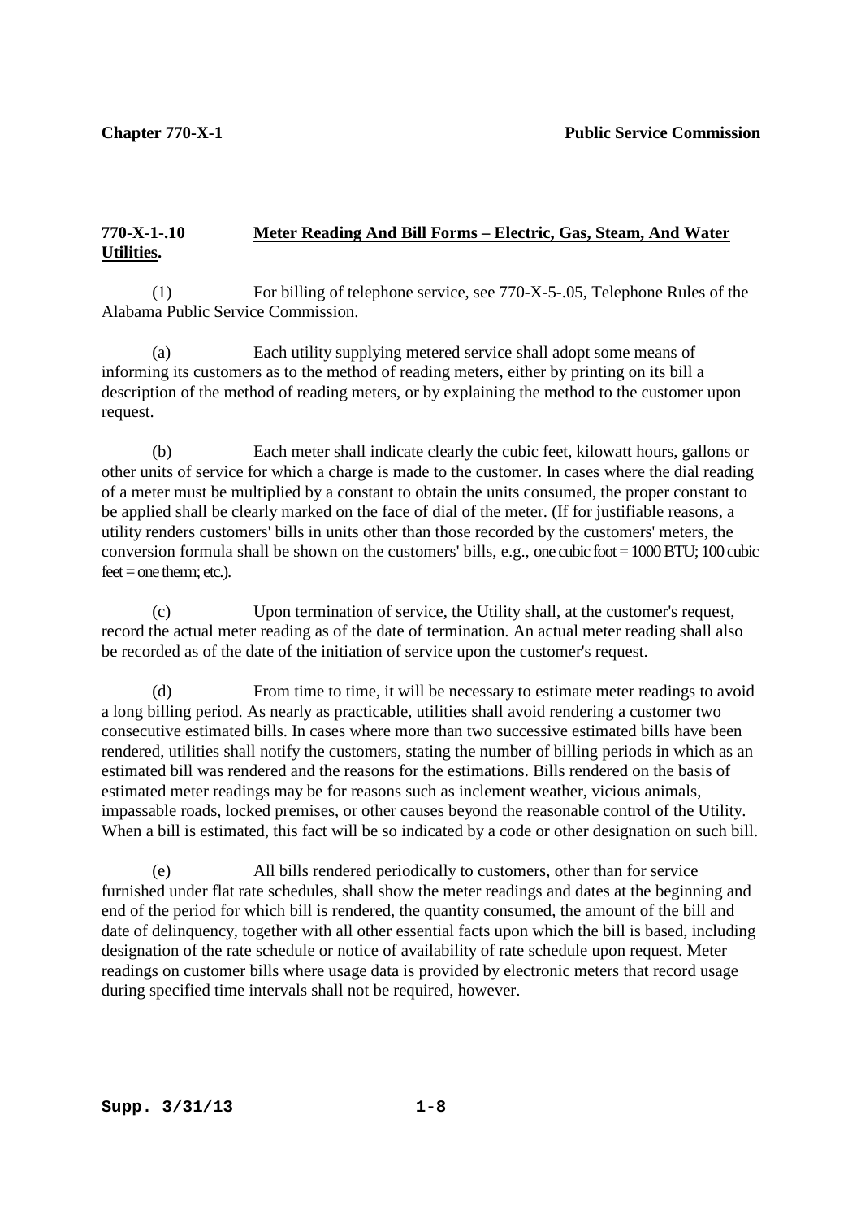**770-X-1-.10 Meter Reading And Bill Forms – Electric, Gas, Steam, And Water Utilities.**

(1) For billing of telephone service, see 770-X-5-.05, Telephone Rules of the Alabama Public Service Commission.

(a) Each utility supplying metered service shall adopt some means of informing its customers as to the method of reading meters, either by printing on its bill a description of the method of reading meters, or by explaining the method to the customer upon request.

(b) Each meter shall indicate clearly the cubic feet, kilowatt hours, gallons or other units of service for which a charge is made to the customer. In cases where the dial reading of a meter must be multiplied by a constant to obtain the units consumed, the proper constant to be applied shall be clearly marked on the face of dial of the meter. (If for justifiable reasons, a utility renders customers' bills in units other than those recorded by the customers' meters, the conversion formula shall be shown on the customers' bills, e.g., one cubic foot = 1000 BTU; 100 cubic feet = one therm; etc.).

(c) Upon termination of service, the Utility shall, at the customer's request, record the actual meter reading as of the date of termination. An actual meter reading shall also be recorded as of the date of the initiation of service upon the customer's request.

(d) From time to time, it will be necessary to estimate meter readings to avoid a long billing period. As nearly as practicable, utilities shall avoid rendering a customer two consecutive estimated bills. In cases where more than two successive estimated bills have been rendered, utilities shall notify the customers, stating the number of billing periods in which as an estimated bill was rendered and the reasons for the estimations. Bills rendered on the basis of estimated meter readings may be for reasons such as inclement weather, vicious animals, impassable roads, locked premises, or other causes beyond the reasonable control of the Utility. When a bill is estimated, this fact will be so indicated by a code or other designation on such bill.

(e) All bills rendered periodically to customers, other than for service furnished under flat rate schedules, shall show the meter readings and dates at the beginning and end of the period for which bill is rendered, the quantity consumed, the amount of the bill and date of delinquency, together with all other essential facts upon which the bill is based, including designation of the rate schedule or notice of availability of rate schedule upon request. Meter readings on customer bills where usage data is provided by electronic meters that record usage during specified time intervals shall not be required, however.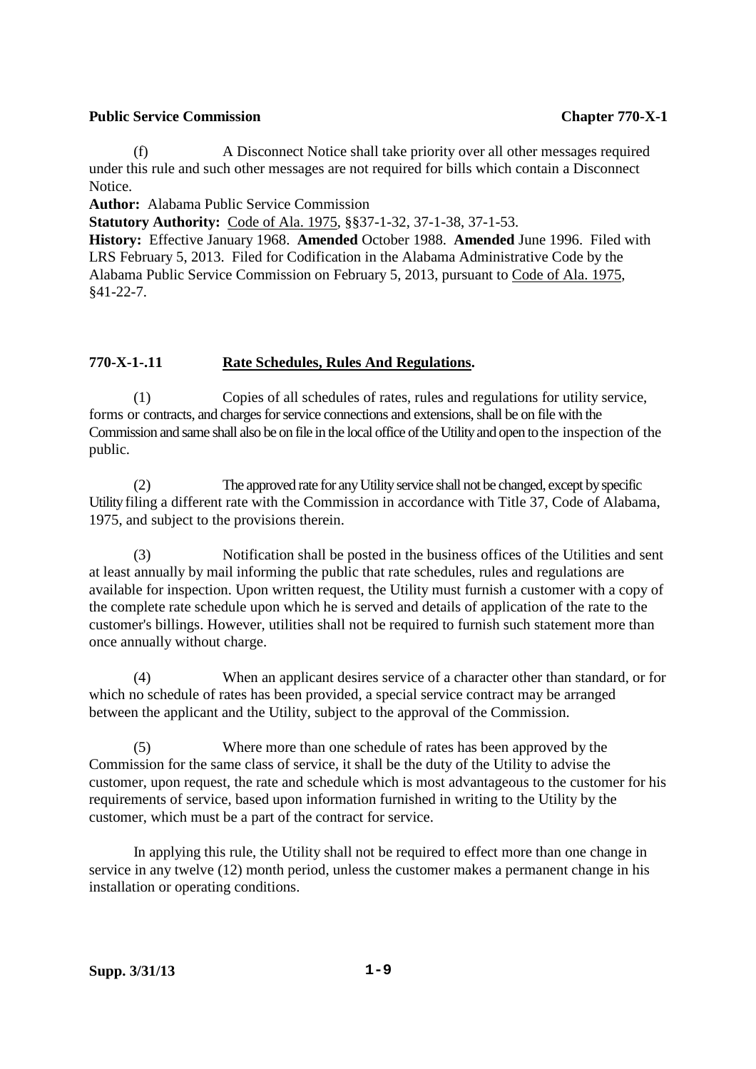(f) A Disconnect Notice shall take priority over all other messages required under this rule and such other messages are not required for bills which contain a Disconnect Notice.

**Author:** Alabama Public Service Commission

**Statutory Authority:** Code of Ala. 1975, §§37-1-32, 37-1-38, 37-1-53.

**History:** Effective January 1968. **Amended** October 1988. **Amended** June 1996. Filed with LRS February 5, 2013. Filed for Codification in the Alabama Administrative Code by the Alabama Public Service Commission on February 5, 2013, pursuant to Code of Ala. 1975, §41-22-7.

**770-X-1-.11 Rate Schedules, Rules And Regulations.**

(1) Copies of all schedules of rates, rules and regulations for utility service, forms or contracts, and charges for service connections and extensions, shall be on file with the Commission and same shall also be on file in the local office of the Utility and open to the inspection of the public.

(2) The approved rate for any Utility service shall not be changed, except by specific Utility filing a different rate with the Commission in accordance with Title 37, Code of Alabama, 1975, and subject to the provisions therein.

(3) Notification shall be posted in the business offices of the Utilities and sent at least annually by mail informing the public that rate schedules, rules and regulations are available for inspection. Upon written request, the Utility must furnish a customer with a copy of the complete rate schedule upon which he is served and details of application of the rate to the customer's billings. However, utilities shall not be required to furnish such statement more than once annually without charge.

(4) When an applicant desires service of a character other than standard, or for which no schedule of rates has been provided, a special service contract may be arranged between the applicant and the Utility, subject to the approval of the Commission.

(5) Where more than one schedule of rates has been approved by the Commission for the same class of service, it shall be the duty of the Utility to advise the customer, upon request, the rate and schedule which is most advantageous to the customer for his requirements of service, based upon information furnished in writing to the Utility by the customer, which must be a part of the contract for service.

In applying this rule, the Utility shall not be required to effect more than one change in service in any twelve (12) month period, unless the customer makes a permanent change in his installation or operating conditions.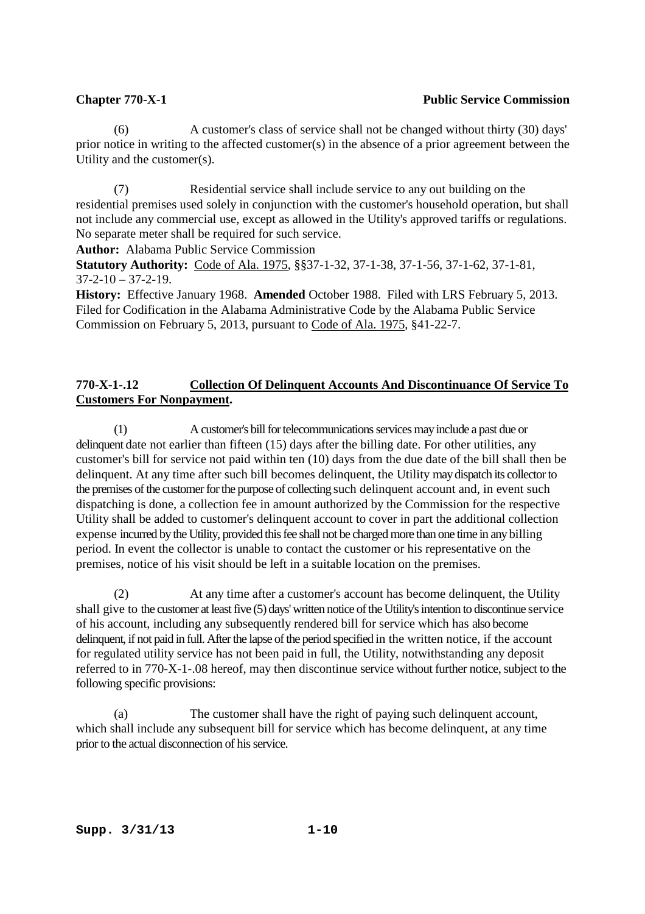(6) A customer's class of service shall not be changed without thirty (30) days' prior notice in writing to the affected customer(s) in the absence of a prior agreement between the Utility and the customer(s).

(7) Residential service shall include service to any out building on the residential premises used solely in conjunction with the customer's household operation, but shall not include any commercial use, except as allowed in the Utility's approved tariffs or regulations. No separate meter shall be required for such service.

**Author:** Alabama Public Service Commission
**Statutory Authority:** Code of Ala. 1975, §§37-1-32, 37-1-38, 37-1-56, 37-1-62, 37-1-81, 37-2-10 – 37-2-19.
**History:** Effective January 1968. **Amended** October 1988. Filed with LRS February 5, 2013. Filed for Codification in the Alabama Administrative Code by the Alabama Public Service Commission on February 5, 2013, pursuant to Code of Ala. 1975, §41-22-7.

## 770-X-1-.12 Collection Of Delinquent Accounts And Discontinuance Of Service To Customers For Nonpayment.

(1) A customer's bill for telecommunications services may include a past due or delinquent date not earlier than fifteen (15) days after the billing date. For other utilities, any customer's bill for service not paid within ten (10) days from the due date of the bill shall then be delinquent. At any time after such bill becomes delinquent, the Utility may dispatch its collector to the premises of the customer for the purpose of collecting such delinquent account and, in event such dispatching is done, a collection fee in amount authorized by the Commission for the respective Utility shall be added to customer's delinquent account to cover in part the additional collection expense incurred by the Utility, provided this fee shall not be charged more than one time in any billing period. In event the collector is unable to contact the customer or his representative on the premises, notice of his visit should be left in a suitable location on the premises.

(2) At any time after a customer's account has become delinquent, the Utility shall give to the customer at least five (5) days' written notice of the Utility's intention to discontinue service of his account, including any subsequently rendered bill for service which has also become delinquent, if not paid in full. After the lapse of the period specified in the written notice, if the account for regulated utility service has not been paid in full, the Utility, notwithstanding any deposit referred to in 770-X-1-.08 hereof, may then discontinue service without further notice, subject to the following specific provisions:

(a) The customer shall have the right of paying such delinquent account, which shall include any subsequent bill for service which has become delinquent, at any time prior to the actual disconnection of his service.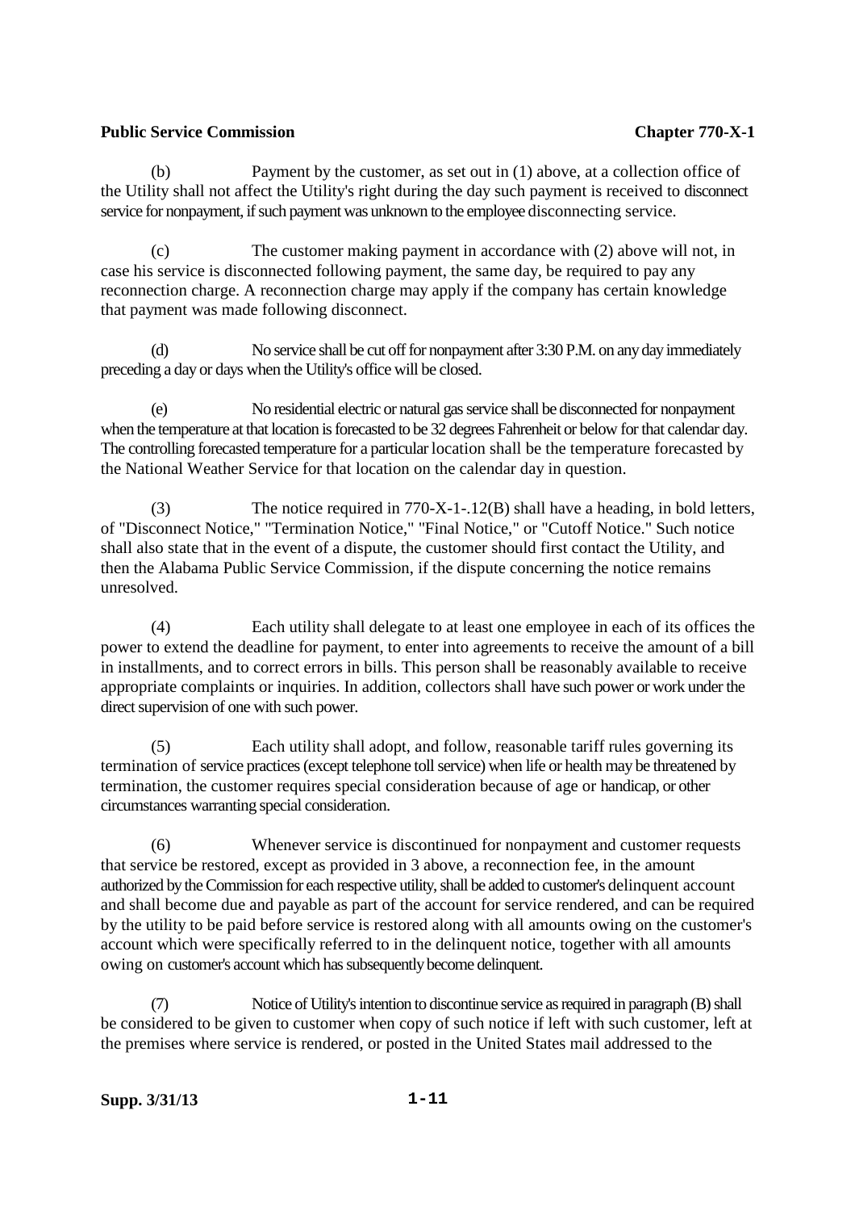(b) Payment by the customer, as set out in (1) above, at a collection office of the Utility shall not affect the Utility's right during the day such payment is received to disconnect service for nonpayment, if such payment was unknown to the employee disconnecting service.

(c) The customer making payment in accordance with (2) above will not, in case his service is disconnected following payment, the same day, be required to pay any reconnection charge. A reconnection charge may apply if the company has certain knowledge that payment was made following disconnect.

(d) No service shall be cut off for nonpayment after 3:30 P.M. on any day immediately preceding a day or days when the Utility's office will be closed.

(e) No residential electric or natural gas service shall be disconnected for nonpayment when the temperature at that location is forecasted to be 32 degrees Fahrenheit or below for that calendar day. The controlling forecasted temperature for a particular location shall be the temperature forecasted by the National Weather Service for that location on the calendar day in question.

(3) The notice required in 770-X-1-.12(B) shall have a heading, in bold letters, of "Disconnect Notice," "Termination Notice," "Final Notice," or "Cutoff Notice." Such notice shall also state that in the event of a dispute, the customer should first contact the Utility, and then the Alabama Public Service Commission, if the dispute concerning the notice remains unresolved.

(4) Each utility shall delegate to at least one employee in each of its offices the power to extend the deadline for payment, to enter into agreements to receive the amount of a bill in installments, and to correct errors in bills. This person shall be reasonably available to receive appropriate complaints or inquiries. In addition, collectors shall have such power or work under the direct supervision of one with such power.

(5) Each utility shall adopt, and follow, reasonable tariff rules governing its termination of service practices (except telephone toll service) when life or health may be threatened by termination, the customer requires special consideration because of age or handicap, or other circumstances warranting special consideration.

(6) Whenever service is discontinued for nonpayment and customer requests that service be restored, except as provided in 3 above, a reconnection fee, in the amount authorized by the Commission for each respective utility, shall be added to customer's delinquent account and shall become due and payable as part of the account for service rendered, and can be required by the utility to be paid before service is restored along with all amounts owing on the customer's account which were specifically referred to in the delinquent notice, together with all amounts owing on customer's account which has subsequently become delinquent.

(7) Notice of Utility's intention to discontinue service as required in paragraph (B) shall be considered to be given to customer when copy of such notice if left with such customer, left at the premises where service is rendered, or posted in the United States mail addressed to the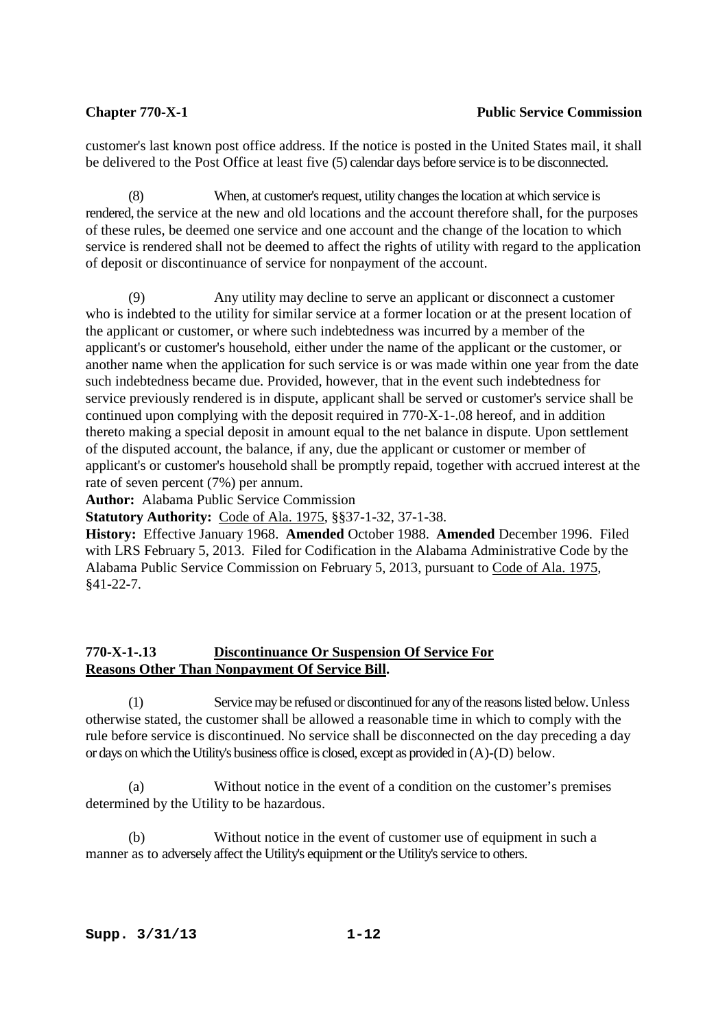customer's last known post office address. If the notice is posted in the United States mail, it shall be delivered to the Post Office at least five (5) calendar days before service is to be disconnected.

(8) When, at customer's request, utility changes the location at which service is rendered, the service at the new and old locations and the account therefore shall, for the purposes of these rules, be deemed one service and one account and the change of the location to which service is rendered shall not be deemed to affect the rights of utility with regard to the application of deposit or discontinuance of service for nonpayment of the account.

(9) Any utility may decline to serve an applicant or disconnect a customer who is indebted to the utility for similar service at a former location or at the present location of the applicant or customer, or where such indebtedness was incurred by a member of the applicant's or customer's household, either under the name of the applicant or the customer, or another name when the application for such service is or was made within one year from the date such indebtedness became due. Provided, however, that in the event such indebtedness for service previously rendered is in dispute, applicant shall be served or customer's service shall be continued upon complying with the deposit required in 770-X-1-.08 hereof, and in addition thereto making a special deposit in amount equal to the net balance in dispute. Upon settlement of the disputed account, the balance, if any, due the applicant or customer or member of applicant's or customer's household shall be promptly repaid, together with accrued interest at the rate of seven percent (7%) per annum.

**Author:** Alabama Public Service Commission
**Statutory Authority:** Code of Ala. 1975, §§37-1-32, 37-1-38.
**History:** Effective January 1968. **Amended** October 1988. **Amended** December 1996. Filed with LRS February 5, 2013. Filed for Codification in the Alabama Administrative Code by the Alabama Public Service Commission on February 5, 2013, pursuant to Code of Ala. 1975, §41-22-7.

## 770-X-1-.13 Discontinuance Or Suspension Of Service For Reasons Other Than Nonpayment Of Service Bill.

(1) Service may be refused or discontinued for any of the reasons listed below. Unless otherwise stated, the customer shall be allowed a reasonable time in which to comply with the rule before service is discontinued. No service shall be disconnected on the day preceding a day or days on which the Utility's business office is closed, except as provided in (A)-(D) below.

(a) Without notice in the event of a condition on the customer's premises determined by the Utility to be hazardous.

(b) Without notice in the event of customer use of equipment in such a manner as to adversely affect the Utility's equipment or the Utility's service to others.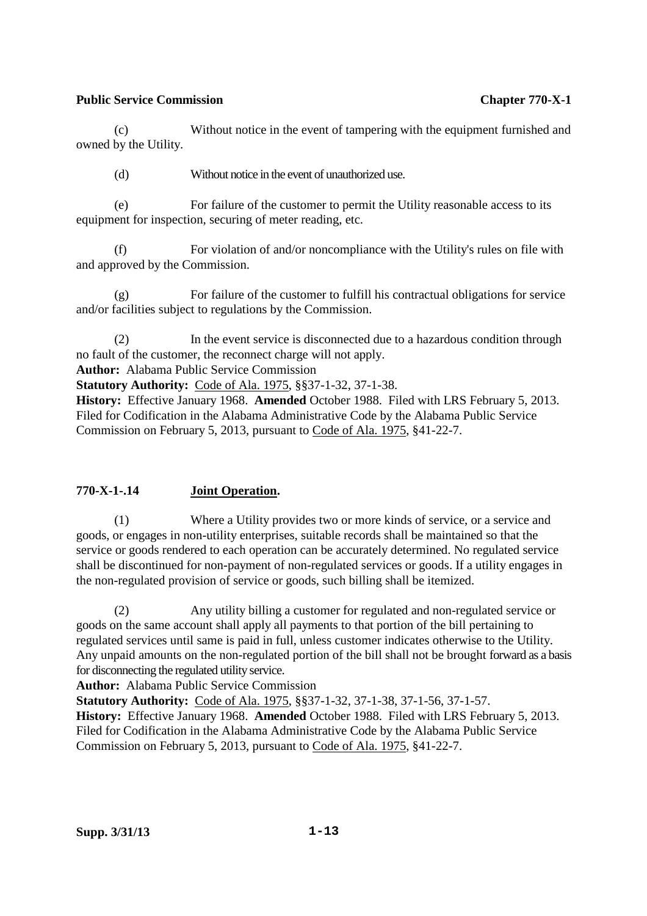(c) Without notice in the event of tampering with the equipment furnished and owned by the Utility.

(d) Without notice in the event of unauthorized use.

(e) For failure of the customer to permit the Utility reasonable access to its equipment for inspection, securing of meter reading, etc.

(f) For violation of and/or noncompliance with the Utility's rules on file with and approved by the Commission.

(g) For failure of the customer to fulfill his contractual obligations for service and/or facilities subject to regulations by the Commission.

(2) In the event service is disconnected due to a hazardous condition through no fault of the customer, the reconnect charge will not apply.

**Author:** Alabama Public Service Commission
**Statutory Authority:** Code of Ala. 1975, §§37-1-32, 37-1-38.
**History:** Effective January 1968. **Amended** October 1988. Filed with LRS February 5, 2013. Filed for Codification in the Alabama Administrative Code by the Alabama Public Service Commission on February 5, 2013, pursuant to Code of Ala. 1975, §41-22-7.

## 770-X-1-.14 Joint Operation.

(1) Where a Utility provides two or more kinds of service, or a service and goods, or engages in non-utility enterprises, suitable records shall be maintained so that the service or goods rendered to each operation can be accurately determined. No regulated service shall be discontinued for non-payment of non-regulated services or goods. If a utility engages in the non-regulated provision of service or goods, such billing shall be itemized.

(2) Any utility billing a customer for regulated and non-regulated service or goods on the same account shall apply all payments to that portion of the bill pertaining to regulated services until same is paid in full, unless customer indicates otherwise to the Utility. Any unpaid amounts on the non-regulated portion of the bill shall not be brought forward as a basis for disconnecting the regulated utility service.

**Author:** Alabama Public Service Commission
**Statutory Authority:** Code of Ala. 1975, §§37-1-32, 37-1-38, 37-1-56, 37-1-57.
**History:** Effective January 1968. **Amended** October 1988. Filed with LRS February 5, 2013. Filed for Codification in the Alabama Administrative Code by the Alabama Public Service Commission on February 5, 2013, pursuant to Code of Ala. 1975, §41-22-7.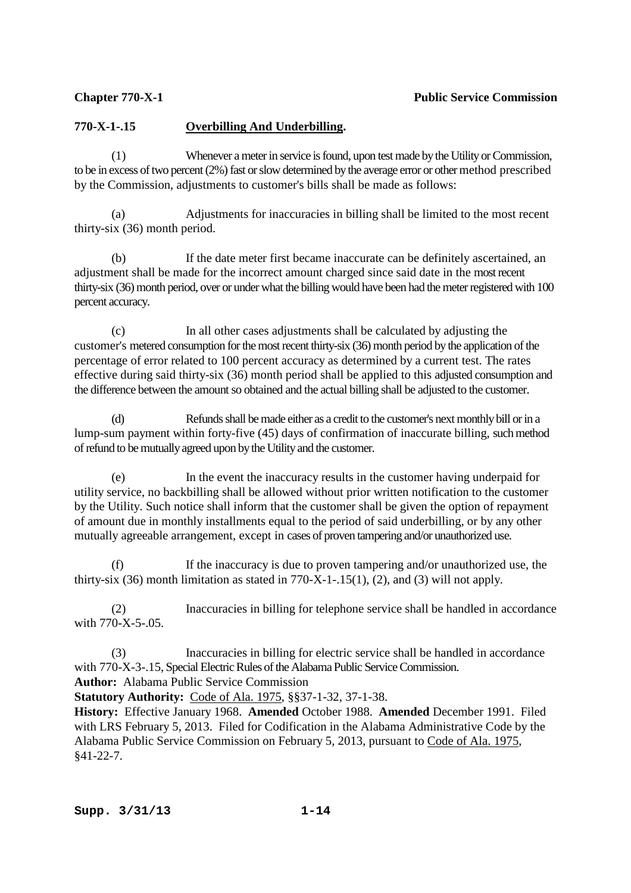**770-X-1-.15 Overbilling And Underbilling.**

(1) Whenever a meter in service is found, upon test made by the Utility or Commission, to be in excess of two percent (2%) fast or slow determined by the average error or other method prescribed by the Commission, adjustments to customer's bills shall be made as follows:

(a) Adjustments for inaccuracies in billing shall be limited to the most recent thirty-six (36) month period.

(b) If the date meter first became inaccurate can be definitely ascertained, an adjustment shall be made for the incorrect amount charged since said date in the most recent thirty-six (36) month period, over or under what the billing would have been had the meter registered with 100 percent accuracy.

(c) In all other cases adjustments shall be calculated by adjusting the customer's metered consumption for the most recent thirty-six (36) month period by the application of the percentage of error related to 100 percent accuracy as determined by a current test. The rates effective during said thirty-six (36) month period shall be applied to this adjusted consumption and the difference between the amount so obtained and the actual billing shall be adjusted to the customer.

(d) Refunds shall be made either as a credit to the customer's next monthly bill or in a lump-sum payment within forty-five (45) days of confirmation of inaccurate billing, such method of refund to be mutually agreed upon by the Utility and the customer.

(e) In the event the inaccuracy results in the customer having underpaid for utility service, no backbilling shall be allowed without prior written notification to the customer by the Utility. Such notice shall inform that the customer shall be given the option of repayment of amount due in monthly installments equal to the period of said underbilling, or by any other mutually agreeable arrangement, except in cases of proven tampering and/or unauthorized use.

(f) If the inaccuracy is due to proven tampering and/or unauthorized use, the thirty-six (36) month limitation as stated in 770-X-1-.15(1), (2), and (3) will not apply.

(2) Inaccuracies in billing for telephone service shall be handled in accordance with 770-X-5-.05.

(3) Inaccuracies in billing for electric service shall be handled in accordance with 770-X-3-.15, Special Electric Rules of the Alabama Public Service Commission.

**Author:** Alabama Public Service Commission

**Statutory Authority:** Code of Ala. 1975, §§37-1-32, 37-1-38.

**History:** Effective January 1968. **Amended** October 1988. **Amended** December 1991. Filed with LRS February 5, 2013. Filed for Codification in the Alabama Administrative Code by the Alabama Public Service Commission on February 5, 2013, pursuant to Code of Ala. 1975, §41-22-7.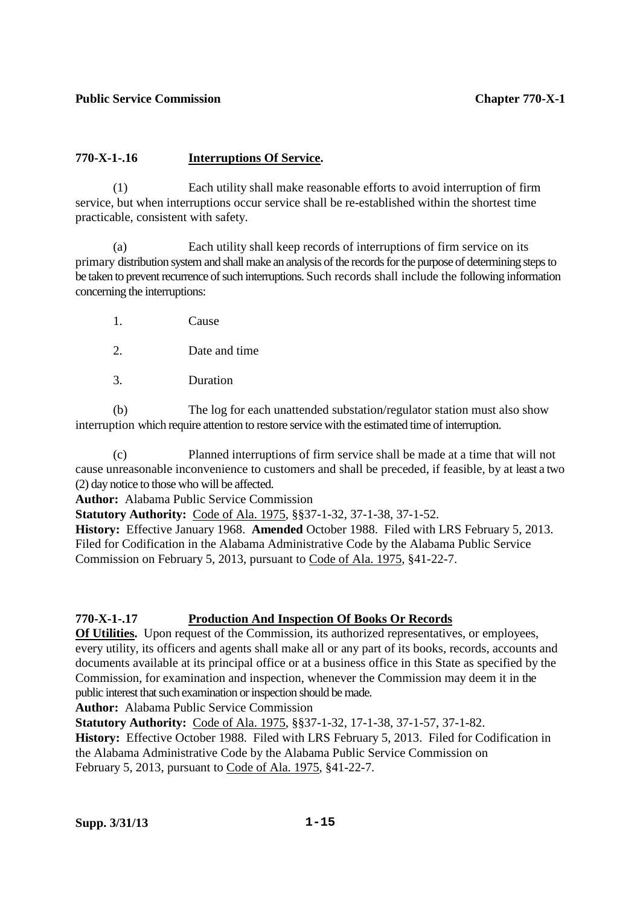**770-X-1-.16 Interruptions Of Service.**

(1) Each utility shall make reasonable efforts to avoid interruption of firm service, but when interruptions occur service shall be re-established within the shortest time practicable, consistent with safety.

(a) Each utility shall keep records of interruptions of firm service on its primary distribution system and shall make an analysis of the records for the purpose of determining steps to be taken to prevent recurrence of such interruptions. Such records shall include the following information concerning the interruptions:

1. Cause

2. Date and time

3. Duration

(b) The log for each unattended substation/regulator station must also show interruption which require attention to restore service with the estimated time of interruption.

(c) Planned interruptions of firm service shall be made at a time that will not cause unreasonable inconvenience to customers and shall be preceded, if feasible, by at least a two (2) day notice to those who will be affected.

**Author:** Alabama Public Service Commission
**Statutory Authority:** Code of Ala. 1975, §§37-1-32, 37-1-38, 37-1-52.
**History:** Effective January 1968. **Amended** October 1988. Filed with LRS February 5, 2013. Filed for Codification in the Alabama Administrative Code by the Alabama Public Service Commission on February 5, 2013, pursuant to Code of Ala. 1975, §41-22-7.

**770-X-1-.17 Production And Inspection Of Books Or Records Of Utilities.** Upon request of the Commission, its authorized representatives, or employees, every utility, its officers and agents shall make all or any part of its books, records, accounts and documents available at its principal office or at a business office in this State as specified by the Commission, for examination and inspection, whenever the Commission may deem it in the public interest that such examination or inspection should be made.

**Author:** Alabama Public Service Commission
**Statutory Authority:** Code of Ala. 1975, §§37-1-32, 17-1-38, 37-1-57, 37-1-82.
**History:** Effective October 1988. Filed with LRS February 5, 2013. Filed for Codification in the Alabama Administrative Code by the Alabama Public Service Commission on February 5, 2013, pursuant to Code of Ala. 1975, §41-22-7.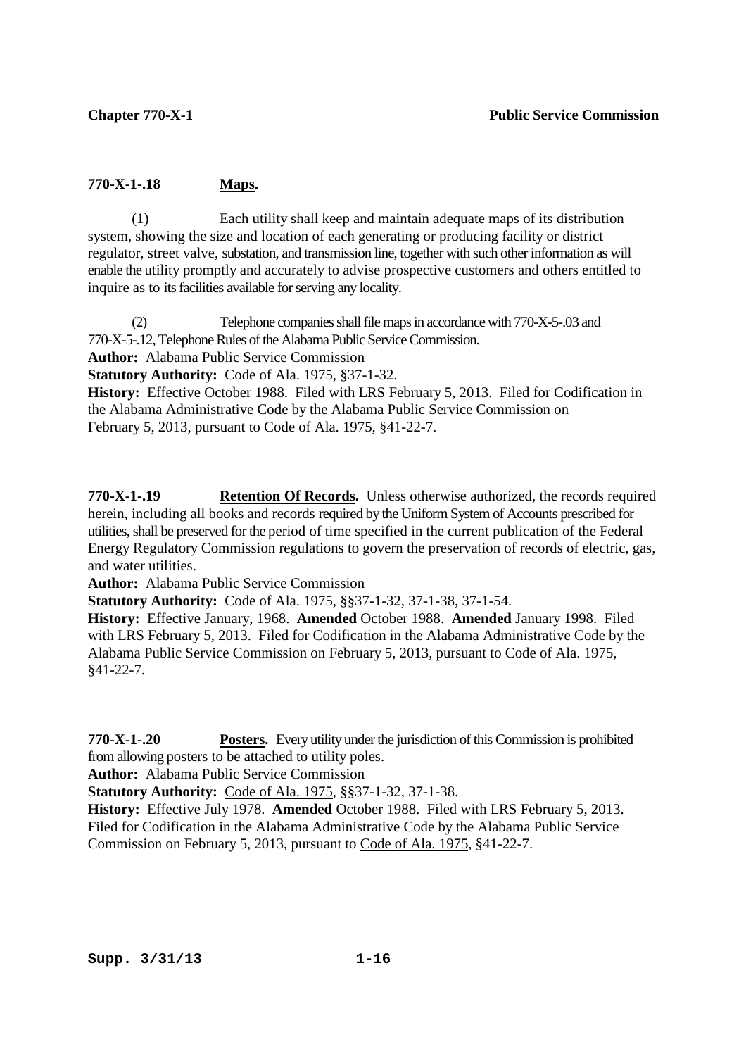**770-X-1-.18 Maps.**

(1) Each utility shall keep and maintain adequate maps of its distribution system, showing the size and location of each generating or producing facility or district regulator, street valve, substation, and transmission line, together with such other information as will enable the utility promptly and accurately to advise prospective customers and others entitled to inquire as to its facilities available for serving any locality.

(2) Telephone companies shall file maps in accordance with 770-X-5-.03 and 770-X-5-.12, Telephone Rules of the Alabama Public Service Commission.

**Author:** Alabama Public Service Commission

**Statutory Authority:** Code of Ala. 1975, §37-1-32.

**History:** Effective October 1988. Filed with LRS February 5, 2013. Filed for Codification in the Alabama Administrative Code by the Alabama Public Service Commission on February 5, 2013, pursuant to Code of Ala. 1975, §41-22-7.

**770-X-1-.19 Retention Of Records.** Unless otherwise authorized, the records required herein, including all books and records required by the Uniform System of Accounts prescribed for utilities, shall be preserved for the period of time specified in the current publication of the Federal Energy Regulatory Commission regulations to govern the preservation of records of electric, gas, and water utilities.

**Author:** Alabama Public Service Commission

**Statutory Authority:** Code of Ala. 1975, §§37-1-32, 37-1-38, 37-1-54.

**History:** Effective January, 1968. **Amended** October 1988. **Amended** January 1998. Filed with LRS February 5, 2013. Filed for Codification in the Alabama Administrative Code by the Alabama Public Service Commission on February 5, 2013, pursuant to Code of Ala. 1975, §41-22-7.

**770-X-1-.20 Posters.** Every utility under the jurisdiction of this Commission is prohibited from allowing posters to be attached to utility poles.

**Author:** Alabama Public Service Commission

**Statutory Authority:** Code of Ala. 1975, §§37-1-32, 37-1-38.

**History:** Effective July 1978. **Amended** October 1988. Filed with LRS February 5, 2013. Filed for Codification in the Alabama Administrative Code by the Alabama Public Service Commission on February 5, 2013, pursuant to Code of Ala. 1975, §41-22-7.